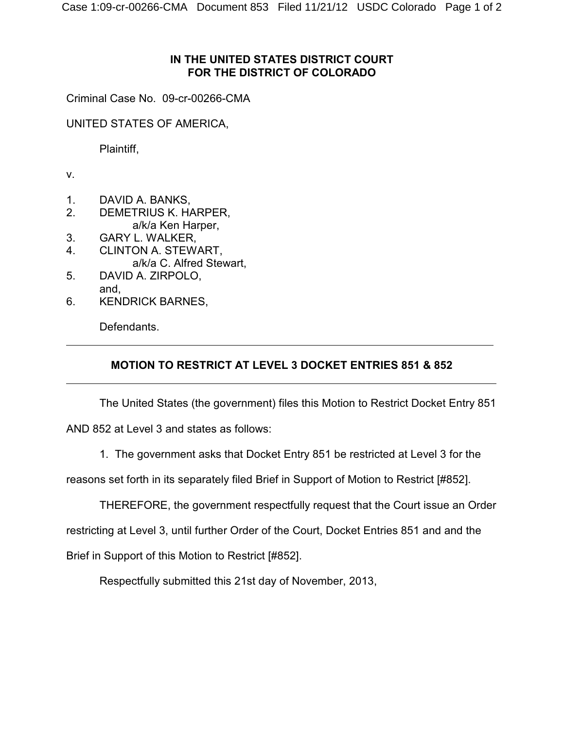## IN THE UNITED STATES DISTRICT COURT
## FOR THE DISTRICT OF COLORADO

Criminal Case No. 09-cr-00266-CMA

UNITED STATES OF AMERICA,

Plaintiff,

v.

1. DAVID A. BANKS,
2. DEMETRIUS K. HARPER,
   a/k/a Ken Harper,
3. GARY L. WALKER,
4. CLINTON A. STEWART,
   a/k/a C. Alfred Stewart,
5. DAVID A. ZIRPOLO,
   and,
6. KENDRICK BARNES,

Defendants.

---

**MOTION TO RESTRICT AT LEVEL 3 DOCKET ENTRIES 851 & 852**

---

The United States (the government) files this Motion to Restrict Docket Entry 851 AND 852 at Level 3 and states as follows:

1. The government asks that Docket Entry 851 be restricted at Level 3 for the reasons set forth in its separately filed Brief in Support of Motion to Restrict [#852].

THEREFORE, the government respectfully request that the Court issue an Order restricting at Level 3, until further Order of the Court, Docket Entries 851 and and the Brief in Support of this Motion to Restrict [#852].

Respectfully submitted this 21st day of November, 2013,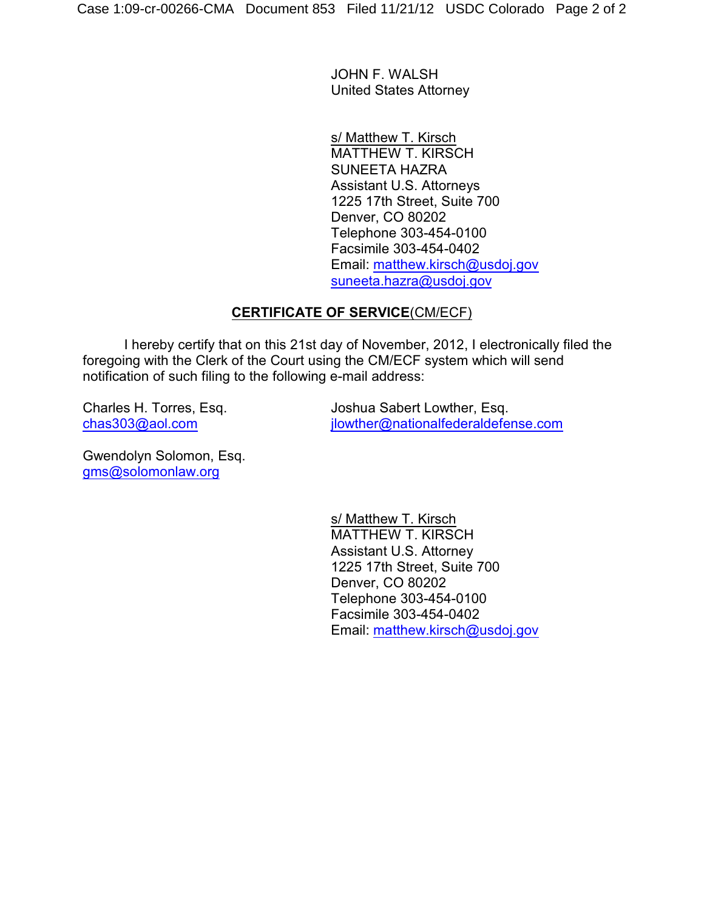JOHN F. WALSH
United States Attorney

s/ Matthew T. Kirsch
MATTHEW T. KIRSCH
SUNEETA HAZRA
Assistant U.S. Attorneys
1225 17th Street, Suite 700
Denver, CO 80202
Telephone 303-454-0100
Facsimile 303-454-0402
Email: matthew.kirsch@usdoj.gov
suneeta.hazra@usdoj.gov

**CERTIFICATE OF SERVICE**(CM/ECF)

I hereby certify that on this 21st day of November, 2012, I electronically filed the foregoing with the Clerk of the Court using the CM/ECF system which will send notification of such filing to the following e-mail address:

Charles H. Torres, Esq.
chas303@aol.com

Joshua Sabert Lowther, Esq.
jlowther@nationalfederaldefense.com

Gwendolyn Solomon, Esq.
gms@solomonlaw.org

s/ Matthew T. Kirsch
MATTHEW T. KIRSCH
Assistant U.S. Attorney
1225 17th Street, Suite 700
Denver, CO 80202
Telephone 303-454-0100
Facsimile 303-454-0402
Email: matthew.kirsch@usdoj.gov